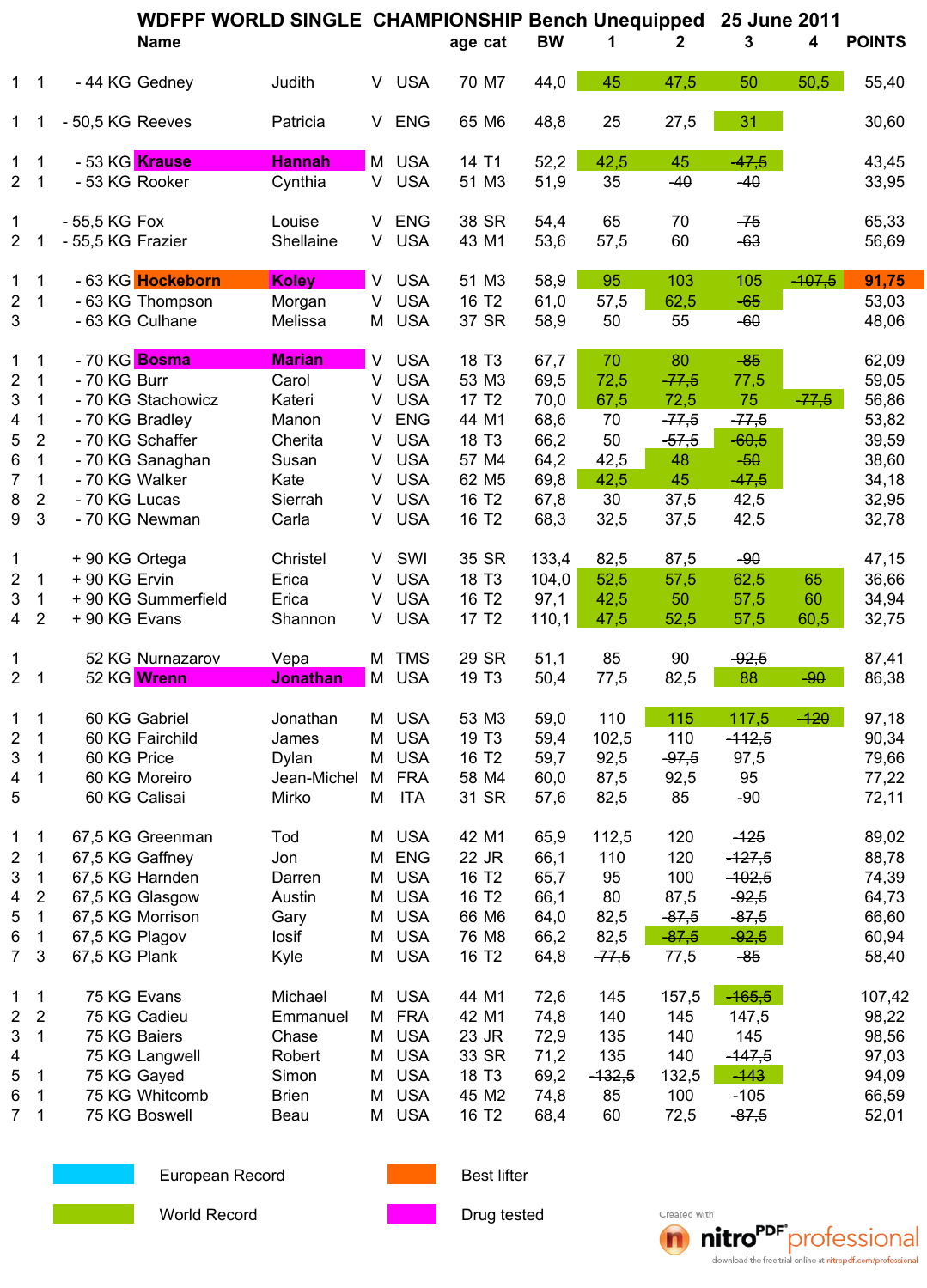# WDFPF WORLD SINGLE CHAMPIONSHIP Bench Unequipped 25 June 2011

| | | | Name | | | | age | cat | BW | 1 | 2 | 3 | 4 | POINTS |
|---|---|---|---|---|---|---|---|---|---|---|---|---|---|---|
| 1 | 1 | - 44 KG | Gedney | Judith | V | USA | 70 | M7 | 44,0 | 45 | 47,5 | 50 | 50,5 | 55,40 |
| 1 | 1 | - 50,5 KG | Reeves | Patricia | V | ENG | 65 | M6 | 48,8 | 25 | 27,5 | 31 | | 30,60 |
| 1 | 1 | - 53 KG | Krause | Hannah | M | USA | 14 | T1 | 52,2 | 42,5 | 45 | ~~47,5~~ | | 43,45 |
| 2 | 1 | - 53 KG | Rooker | Cynthia | V | USA | 51 | M3 | 51,9 | 35 | ~~40~~ | ~~40~~ | | 33,95 |
| 1 | | - 55,5 KG | Fox | Louise | V | ENG | 38 | SR | 54,4 | 65 | 70 | ~~75~~ | | 65,33 |
| 2 | 1 | - 55,5 KG | Frazier | Shellaine | V | USA | 43 | M1 | 53,6 | 57,5 | 60 | ~~63~~ | | 56,69 |
| 1 | 1 | - 63 KG | Hockeborn | Koley | V | USA | 51 | M3 | 58,9 | 95 | 103 | 105 | ~~107,5~~ | 91,75 |
| 2 | 1 | - 63 KG | Thompson | Morgan | V | USA | 16 | T2 | 61,0 | 57,5 | 62,5 | ~~65~~ | | 53,03 |
| 3 | | - 63 KG | Culhane | Melissa | M | USA | 37 | SR | 58,9 | 50 | 55 | ~~60~~ | | 48,06 |
| 1 | 1 | - 70 KG | Bosma | Marian | V | USA | 18 | T3 | 67,7 | 70 | 80 | ~~85~~ | | 62,09 |
| 2 | 1 | - 70 KG | Burr | Carol | V | USA | 53 | M3 | 69,5 | 72,5 | ~~77,5~~ | 77,5 | | 59,05 |
| 3 | 1 | - 70 KG | Stachowicz | Kateri | V | USA | 17 | T2 | 70,0 | 67,5 | 72,5 | 75 | ~~77,5~~ | 56,86 |
| 4 | 1 | - 70 KG | Bradley | Manon | V | ENG | 44 | M1 | 68,6 | 70 | ~~77,5~~ | ~~77,5~~ | | 53,82 |
| 5 | 2 | - 70 KG | Schaffer | Cherita | V | USA | 18 | T3 | 66,2 | 50 | ~~57,5~~ | ~~60,5~~ | | 39,59 |
| 6 | 1 | - 70 KG | Sanaghan | Susan | V | USA | 57 | M4 | 64,2 | 42,5 | 48 | ~~50~~ | | 38,60 |
| 7 | 1 | - 70 KG | Walker | Kate | V | USA | 62 | M5 | 69,8 | 42,5 | 45 | ~~47,5~~ | | 34,18 |
| 8 | 2 | - 70 KG | Lucas | Sierrah | V | USA | 16 | T2 | 67,8 | 30 | 37,5 | 42,5 | | 32,95 |
| 9 | 3 | - 70 KG | Newman | Carla | V | USA | 16 | T2 | 68,3 | 32,5 | 37,5 | 42,5 | | 32,78 |
| 1 | | + 90 KG | Ortega | Christel | V | SWI | 35 | SR | 133,4 | 82,5 | 87,5 | ~~90~~ | | 47,15 |
| 2 | 1 | + 90 KG | Ervin | Erica | V | USA | 18 | T3 | 104,0 | 52,5 | 57,5 | 62,5 | 65 | 36,66 |
| 3 | 1 | + 90 KG | Summerfield | Erica | V | USA | 16 | T2 | 97,1 | 42,5 | 50 | 57,5 | 60 | 34,94 |
| 4 | 2 | + 90 KG | Evans | Shannon | V | USA | 17 | T2 | 110,1 | 47,5 | 52,5 | 57,5 | 60,5 | 32,75 |
| 1 | | 52 KG | Nurnazarov | Vepa | M | TMS | 29 | SR | 51,1 | 85 | 90 | ~~92,5~~ | | 87,41 |
| 2 | 1 | 52 KG | Wrenn | Jonathan | M | USA | 19 | T3 | 50,4 | 77,5 | 82,5 | 88 | ~~90~~ | 86,38 |
| 1 | 1 | 60 KG | Gabriel | Jonathan | M | USA | 53 | M3 | 59,0 | 110 | 115 | 117,5 | ~~120~~ | 97,18 |
| 2 | 1 | 60 KG | Fairchild | James | M | USA | 19 | T3 | 59,4 | 102,5 | 110 | ~~112,5~~ | | 90,34 |
| 3 | 1 | 60 KG | Price | Dylan | M | USA | 16 | T2 | 59,7 | 92,5 | ~~97,5~~ | 97,5 | | 79,66 |
| 4 | 1 | 60 KG | Moreiro | Jean-Michel | M | FRA | 58 | M4 | 60,0 | 87,5 | 92,5 | 95 | | 77,22 |
| 5 | | 60 KG | Calisai | Mirko | M | ITA | 31 | SR | 57,6 | 82,5 | 85 | ~~90~~ | | 72,11 |
| 1 | 1 | 67,5 KG | Greenman | Tod | M | USA | 42 | M1 | 65,9 | 112,5 | 120 | ~~125~~ | | 89,02 |
| 2 | 1 | 67,5 KG | Gaffney | Jon | M | ENG | 22 | JR | 66,1 | 110 | 120 | ~~127,5~~ | | 88,78 |
| 3 | 1 | 67,5 KG | Harnden | Darren | M | USA | 16 | T2 | 65,7 | 95 | 100 | ~~102,5~~ | | 74,39 |
| 4 | 2 | 67,5 KG | Glasgow | Austin | M | USA | 16 | T2 | 66,1 | 80 | 87,5 | ~~92,5~~ | | 64,73 |
| 5 | 1 | 67,5 KG | Morrison | Gary | M | USA | 66 | M6 | 64,0 | 82,5 | ~~87,5~~ | ~~87,5~~ | | 66,60 |
| 6 | 1 | 67,5 KG | Plagov | Iosif | M | USA | 76 | M8 | 66,2 | 82,5 | ~~87,5~~ | ~~92,5~~ | | 60,94 |
| 7 | 3 | 67,5 KG | Plank | Kyle | M | USA | 16 | T2 | 64,8 | ~~77,5~~ | 77,5 | ~~85~~ | | 58,40 |
| 1 | 1 | 75 KG | Evans | Michael | M | USA | 44 | M1 | 72,6 | 145 | 157,5 | ~~165,5~~ | | 107,42 |
| 2 | 2 | 75 KG | Cadieu | Emmanuel | M | FRA | 42 | M1 | 74,8 | 140 | 145 | 147,5 | | 98,22 |
| 3 | 1 | 75 KG | Baiers | Chase | M | USA | 23 | JR | 72,9 | 135 | 140 | 145 | | 98,56 |
| 4 | | 75 KG | Langwell | Robert | M | USA | 33 | SR | 71,2 | 135 | 140 | ~~147,5~~ | | 97,03 |
| 5 | 1 | 75 KG | Gayed | Simon | M | USA | 18 | T3 | 69,2 | ~~132,5~~ | 132,5 | ~~143~~ | | 94,09 |
| 6 | 1 | 75 KG | Whitcomb | Brien | M | USA | 45 | M2 | 74,8 | 85 | 100 | ~~105~~ | | 66,59 |
| 7 | 1 | 75 KG | Boswell | Beau | M | USA | 16 | T2 | 68,4 | 60 | 72,5 | ~~87,5~~ | | 52,01 |

European Record | World Record | Best lifter | Drug tested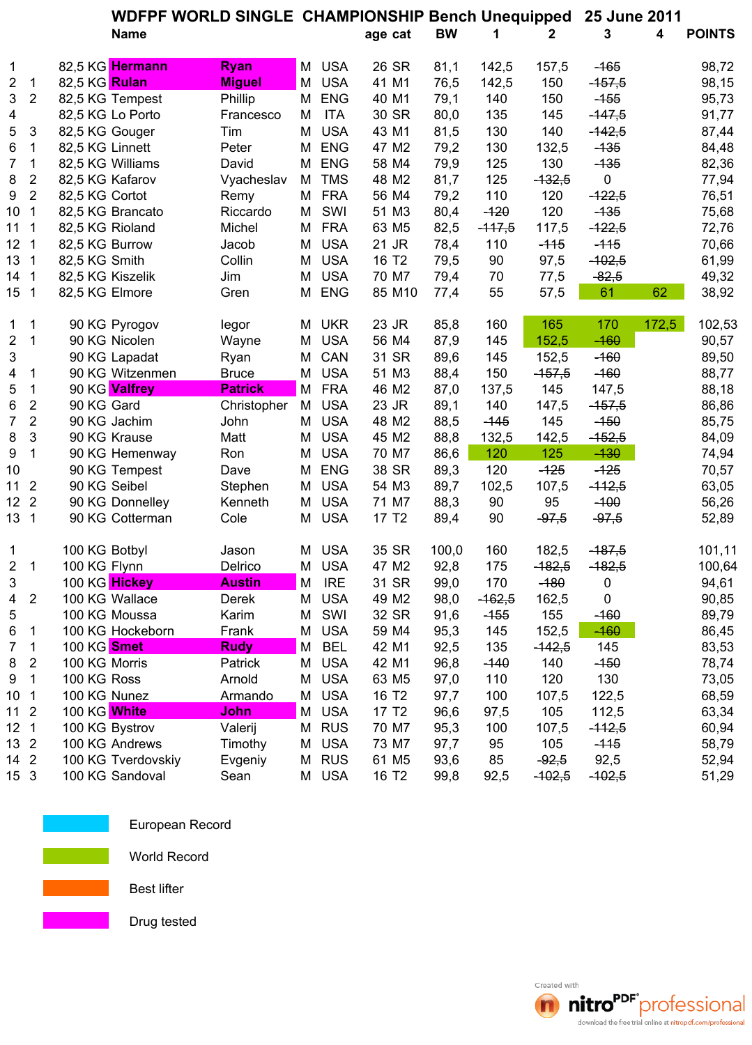# WDFPF WORLD SINGLE CHAMPIONSHIP Bench Unequipped 25 June 2011

| | | | Name | | | | age | cat | BW | 1 | 2 | 3 | 4 | POINTS |
|---|---|---|---|---|---|---|---|---|---|---|---|---|---|---|
| 1 | | 82,5 KG | Hermann | Ryan | M | USA | 26 | SR | 81,1 | 142,5 | 157,5 | ~~165~~ | | 98,72 |
| 2 | 1 | 82,5 KG | Rulan | Miguel | M | USA | 41 | M1 | 76,5 | 142,5 | 150 | ~~157,5~~ | | 98,15 |
| 3 | 2 | 82,5 KG | Tempest | Phillip | M | ENG | 40 | M1 | 79,1 | 140 | 150 | ~~155~~ | | 95,73 |
| 4 | | 82,5 KG | Lo Porto | Francesco | M | ITA | 30 | SR | 80,0 | 135 | 145 | ~~147,5~~ | | 91,77 |
| 5 | 3 | 82,5 KG | Gouger | Tim | M | USA | 43 | M1 | 81,5 | 130 | 140 | ~~142,5~~ | | 87,44 |
| 6 | 1 | 82,5 KG | Linnett | Peter | M | ENG | 47 | M2 | 79,2 | 130 | 132,5 | ~~135~~ | | 84,48 |
| 7 | 1 | 82,5 KG | Williams | David | M | ENG | 58 | M4 | 79,9 | 125 | 130 | ~~135~~ | | 82,36 |
| 8 | 2 | 82,5 KG | Kafarov | Vyacheslav | M | TMS | 48 | M2 | 81,7 | 125 | ~~132,5~~ | 0 | | 77,94 |
| 9 | 2 | 82,5 KG | Cortot | Remy | M | FRA | 56 | M4 | 79,2 | 110 | 120 | ~~122,5~~ | | 76,51 |
| 10 | 1 | 82,5 KG | Brancato | Riccardo | M | SWI | 51 | M3 | 80,4 | ~~120~~ | 120 | ~~135~~ | | 75,68 |
| 11 | 1 | 82,5 KG | Rioland | Michel | M | FRA | 63 | M5 | 82,5 | ~~117,5~~ | 117,5 | ~~122,5~~ | | 72,76 |
| 12 | 1 | 82,5 KG | Burrow | Jacob | M | USA | 21 | JR | 78,4 | 110 | ~~115~~ | ~~115~~ | | 70,66 |
| 13 | 1 | 82,5 KG | Smith | Collin | M | USA | 16 | T2 | 79,5 | 90 | 97,5 | ~~102,5~~ | | 61,99 |
| 14 | 1 | 82,5 KG | Kiszelik | Jim | M | USA | 70 | M7 | 79,4 | 70 | 77,5 | ~~82,5~~ | | 49,32 |
| 15 | 1 | 82,5 KG | Elmore | Gren | M | ENG | 85 | M10 | 77,4 | 55 | 57,5 | 61 | 62 | 38,92 |
| 1 | 1 | 90 KG | Pyrogov | Iegor | M | UKR | 23 | JR | 85,8 | 160 | 165 | 170 | 172,5 | 102,53 |
| 2 | 1 | 90 KG | Nicolen | Wayne | M | USA | 56 | M4 | 87,9 | 145 | 152,5 | ~~160~~ | | 90,57 |
| 3 | | 90 KG | Lapadat | Ryan | M | CAN | 31 | SR | 89,6 | 145 | 152,5 | ~~160~~ | | 89,50 |
| 4 | 1 | 90 KG | Witzenmen | Bruce | M | USA | 51 | M3 | 88,4 | 150 | ~~157,5~~ | ~~160~~ | | 88,77 |
| 5 | 1 | 90 KG | Valfrey | Patrick | M | FRA | 46 | M2 | 87,0 | 137,5 | 145 | 147,5 | | 88,18 |
| 6 | 2 | 90 KG | Gard | Christopher | M | USA | 23 | JR | 89,1 | 140 | 147,5 | ~~157,5~~ | | 86,86 |
| 7 | 2 | 90 KG | Jachim | John | M | USA | 48 | M2 | 88,5 | ~~145~~ | 145 | ~~150~~ | | 85,75 |
| 8 | 3 | 90 KG | Krause | Matt | M | USA | 45 | M2 | 88,8 | 132,5 | 142,5 | ~~152,5~~ | | 84,09 |
| 9 | 1 | 90 KG | Hemenway | Ron | M | USA | 70 | M7 | 86,6 | 120 | 125 | ~~130~~ | | 74,94 |
| 10 | | 90 KG | Tempest | Dave | M | ENG | 38 | SR | 89,3 | 120 | ~~125~~ | ~~125~~ | | 70,57 |
| 11 | 2 | 90 KG | Seibel | Stephen | M | USA | 54 | M3 | 89,7 | 102,5 | 107,5 | ~~112,5~~ | | 63,05 |
| 12 | 2 | 90 KG | Donnelley | Kenneth | M | USA | 71 | M7 | 88,3 | 90 | 95 | ~~100~~ | | 56,26 |
| 13 | 1 | 90 KG | Cotterman | Cole | M | USA | 17 | T2 | 89,4 | 90 | ~~97,5~~ | ~~97,5~~ | | 52,89 |
| 1 | | 100 KG | Botbyl | Jason | M | USA | 35 | SR | 100,0 | 160 | 182,5 | ~~187,5~~ | | 101,11 |
| 2 | 1 | 100 KG | Flynn | Delrico | M | USA | 47 | M2 | 92,8 | 175 | ~~182,5~~ | ~~182,5~~ | | 100,64 |
| 3 | | 100 KG | Hickey | Austin | M | IRE | 31 | SR | 99,0 | 170 | ~~180~~ | 0 | | 94,61 |
| 4 | 2 | 100 KG | Wallace | Derek | M | USA | 49 | M2 | 98,0 | ~~162,5~~ | 162,5 | 0 | | 90,85 |
| 5 | | 100 KG | Moussa | Karim | M | SWI | 32 | SR | 91,6 | ~~155~~ | 155 | ~~160~~ | | 89,79 |
| 6 | 1 | 100 KG | Hockeborn | Frank | M | USA | 59 | M4 | 95,3 | 145 | 152,5 | ~~160~~ | | 86,45 |
| 7 | 1 | 100 KG | Smet | Rudy | M | BEL | 42 | M1 | 92,5 | 135 | ~~142,5~~ | 145 | | 83,53 |
| 8 | 2 | 100 KG | Morris | Patrick | M | USA | 42 | M1 | 96,8 | ~~140~~ | 140 | ~~150~~ | | 78,74 |
| 9 | 1 | 100 KG | Ross | Arnold | M | USA | 63 | M5 | 97,0 | 110 | 120 | 130 | | 73,05 |
| 10 | 1 | 100 KG | Nunez | Armando | M | USA | 16 | T2 | 97,7 | 100 | 107,5 | 122,5 | | 68,59 |
| 11 | 2 | 100 KG | White | John | M | USA | 17 | T2 | 96,6 | 97,5 | 105 | 112,5 | | 63,34 |
| 12 | 1 | 100 KG | Bystrov | Valerij | M | RUS | 70 | M7 | 95,3 | 100 | 107,5 | ~~112,5~~ | | 60,94 |
| 13 | 2 | 100 KG | Andrews | Timothy | M | USA | 73 | M7 | 97,7 | 95 | 105 | ~~115~~ | | 58,79 |
| 14 | 2 | 100 KG | Tverdovskiy | Evgeniy | M | RUS | 61 | M5 | 93,6 | 85 | ~~92,5~~ | 92,5 | | 52,94 |
| 15 | 3 | 100 KG | Sandoval | Sean | M | USA | 16 | T2 | 99,8 | 92,5 | ~~102,5~~ | ~~102,5~~ | | 51,29 |

- European Record
- World Record
- Best lifter
- Drug tested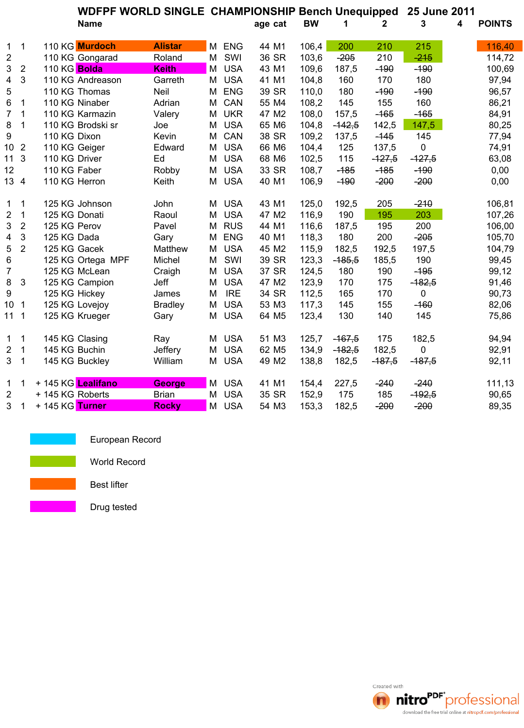# WDFPF WORLD SINGLE CHAMPIONSHIP Bench Unequipped 25 June 2011

| | | | Name | | | | age | cat | BW | 1 | 2 | 3 | 4 | POINTS |
|---|---|---|---|---|---|---|---|---|---|---|---|---|---|---|
| 1 | 1 | 110 KG | **Murdoch** | **Alistar** | M | ENG | 44 | M1 | 106,4 | 200 | 210 | 215 | | 116,40 |
| 2 | | 110 KG | Gongarad | Roland | M | SWI | 36 | SR | 103,6 | ~~205~~ | 210 | ~~215~~ | | 114,72 |
| 3 | 2 | 110 KG | **Bolda** | **Keith** | M | USA | 43 | M1 | 109,6 | 187,5 | ~~190~~ | ~~190~~ | | 100,69 |
| 4 | 3 | 110 KG | Andreason | Garreth | M | USA | 41 | M1 | 104,8 | 160 | 170 | 180 | | 97,94 |
| 5 | | 110 KG | Thomas | Neil | M | ENG | 39 | SR | 110,0 | 180 | ~~190~~ | ~~190~~ | | 96,57 |
| 6 | 1 | 110 KG | Ninaber | Adrian | M | CAN | 55 | M4 | 108,2 | 145 | 155 | 160 | | 86,21 |
| 7 | 1 | 110 KG | Karmazin | Valery | M | UKR | 47 | M2 | 108,0 | 157,5 | ~~165~~ | ~~165~~ | | 84,91 |
| 8 | 1 | 110 KG | Brodski sr | Joe | M | USA | 65 | M6 | 104,8 | ~~142,5~~ | 142,5 | 147,5 | | 80,25 |
| 9 | | 110 KG | Dixon | Kevin | M | CAN | 38 | SR | 109,2 | 137,5 | ~~145~~ | 145 | | 77,94 |
| 10 | 2 | 110 KG | Geiger | Edward | M | USA | 66 | M6 | 104,4 | 125 | 137,5 | 0 | | 74,91 |
| 11 | 3 | 110 KG | Driver | Ed | M | USA | 68 | M6 | 102,5 | 115 | ~~127,5~~ | ~~127,5~~ | | 63,08 |
| 12 | | 110 KG | Faber | Robby | M | USA | 33 | SR | 108,7 | ~~185~~ | ~~185~~ | ~~190~~ | | 0,00 |
| 13 | 4 | 110 KG | Herron | Keith | M | USA | 40 | M1 | 106,9 | ~~190~~ | ~~200~~ | ~~200~~ | | 0,00 |
| | | | | | | | | | | | | | | |
| 1 | 1 | 125 KG | Johnson | John | M | USA | 43 | M1 | 125,0 | 192,5 | 205 | ~~210~~ | | 106,81 |
| 2 | 1 | 125 KG | Donati | Raoul | M | USA | 47 | M2 | 116,9 | 190 | 195 | 203 | | 107,26 |
| 3 | 2 | 125 KG | Perov | Pavel | M | RUS | 44 | M1 | 116,6 | 187,5 | 195 | 200 | | 106,00 |
| 4 | 3 | 125 KG | Dada | Gary | M | ENG | 40 | M1 | 118,3 | 180 | 200 | ~~205~~ | | 105,70 |
| 5 | 2 | 125 KG | Gacek | Matthew | M | USA | 45 | M2 | 115,9 | 182,5 | 192,5 | 197,5 | | 104,79 |
| 6 | | 125 KG | Ortega MPF | Michel | M | SWI | 39 | SR | 123,3 | ~~185,5~~ | 185,5 | 190 | | 99,45 |
| 7 | | 125 KG | McLean | Craigh | M | USA | 37 | SR | 124,5 | 180 | 190 | ~~195~~ | | 99,12 |
| 8 | 3 | 125 KG | Campion | Jeff | M | USA | 47 | M2 | 123,9 | 170 | 175 | ~~182,5~~ | | 91,46 |
| 9 | | 125 KG | Hickey | James | M | IRE | 34 | SR | 112,5 | 165 | 170 | 0 | | 90,73 |
| 10 | 1 | 125 KG | Lovejoy | Bradley | M | USA | 53 | M3 | 117,3 | 145 | 155 | ~~160~~ | | 82,06 |
| 11 | 1 | 125 KG | Krueger | Gary | M | USA | 64 | M5 | 123,4 | 130 | 140 | 145 | | 75,86 |
| | | | | | | | | | | | | | | |
| 1 | 1 | 145 KG | Clasing | Ray | M | USA | 51 | M3 | 125,7 | ~~167,5~~ | 175 | 182,5 | | 94,94 |
| 2 | 1 | 145 KG | Buchin | Jeffery | M | USA | 62 | M5 | 134,9 | ~~182,5~~ | 182,5 | 0 | | 92,91 |
| 3 | 1 | 145 KG | Buckley | William | M | USA | 49 | M2 | 138,8 | 182,5 | ~~187,5~~ | ~~187,5~~ | | 92,11 |
| | | | | | | | | | | | | | | |
| 1 | 1 | + 145 KG | **Lealifano** | **George** | M | USA | 41 | M1 | 154,4 | 227,5 | ~~240~~ | ~~240~~ | | 111,13 |
| 2 | | + 145 KG | Roberts | Brian | M | USA | 35 | SR | 152,9 | 175 | 185 | ~~192,5~~ | | 90,65 |
| 3 | 1 | + 145 KG | **Turner** | **Rocky** | M | USA | 54 | M3 | 153,3 | 182,5 | ~~200~~ | ~~200~~ | | 89,35 |

European Record

World Record

Best lifter

Drug tested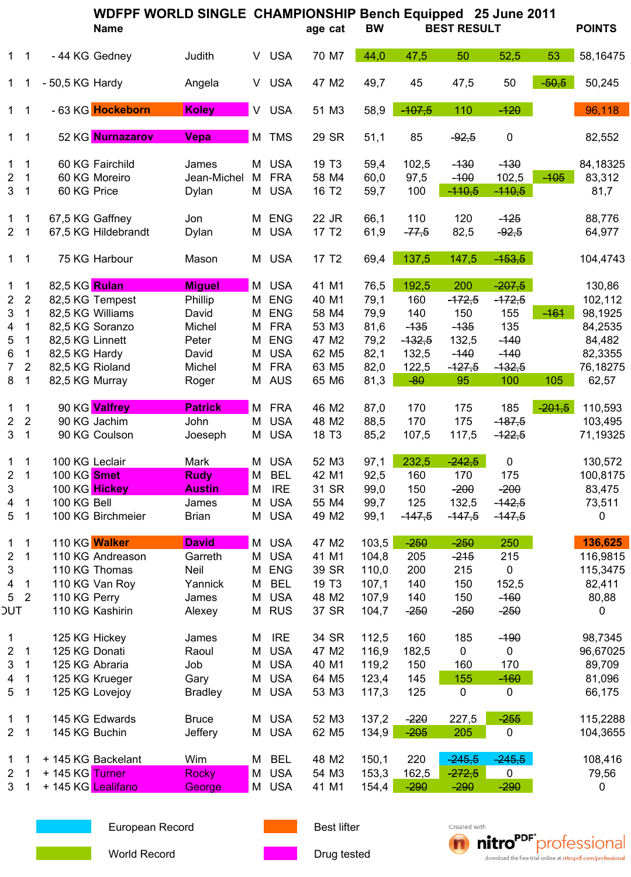# WDFPF WORLD SINGLE CHAMPIONSHIP Bench Equipped 25 June 2011

| | | | Name | | | | age | cat | BW | BEST RESULT | | | | POINTS |
|---|---|---|---|---|---|---|---|---|---|---|---|---|---|---|
| 1 | 1 | - 44 KG | Gedney | Judith | V | USA | 70 | M7 | 44,0 | 47,5 | 50 | 52,5 | 53 | 58,16475 |
| 1 | 1 | - 50,5 KG | Hardy | Angela | V | USA | 47 | M2 | 49,7 | 45 | 47,5 | 50 | ~~50,5~~ | 50,245 |
| 1 | 1 | - 63 KG | **Hockeborn** | **Koley** | V | USA | 51 | M3 | 58,9 | ~~107,5~~ | 110 | ~~120~~ | | 96,118 |
| 1 | 1 | 52 KG | **Nurnazarov** | **Vepa** | M | TMS | 29 | SR | 51,1 | 85 | ~~92,5~~ | 0 | | 82,552 |
| 1 | 1 | 60 KG | Fairchild | James | M | USA | 19 | T3 | 59,4 | 102,5 | ~~130~~ | ~~130~~ | | 84,18325 |
| 2 | 1 | 60 KG | Moreiro | Jean-Michel | M | FRA | 58 | M4 | 60,0 | 97,5 | ~~100~~ | 102,5 | ~~105~~ | 83,312 |
| 3 | 1 | 60 KG | Price | Dylan | M | USA | 16 | T2 | 59,7 | 100 | ~~110,5~~ | ~~110,5~~ | | 81,7 |
| 1 | 1 | 67,5 KG | Gaffney | Jon | M | ENG | 22 | JR | 66,1 | 110 | 120 | ~~125~~ | | 88,776 |
| 2 | 1 | 67,5 KG | Hildebrandt | Dylan | M | USA | 17 | T2 | 61,9 | ~~77,5~~ | 82,5 | ~~92,5~~ | | 64,977 |
| 1 | 1 | 75 KG | Harbour | Mason | M | USA | 17 | T2 | 69,4 | 137,5 | 147,5 | ~~153,5~~ | | 104,4743 |
| 1 | 1 | 82,5 KG | **Rulan** | **Miguel** | M | USA | 41 | M1 | 76,5 | 192,5 | 200 | ~~207,5~~ | | 130,86 |
| 2 | 2 | 82,5 KG | Tempest | Phillip | M | ENG | 40 | M1 | 79,1 | 160 | ~~172,5~~ | ~~172,5~~ | | 102,112 |
| 3 | 1 | 82,5 KG | Williams | David | M | ENG | 58 | M4 | 79,9 | 140 | 150 | 155 | ~~161~~ | 98,1925 |
| 4 | 1 | 82,5 KG | Soranzo | Michel | M | FRA | 53 | M3 | 81,6 | ~~135~~ | ~~135~~ | 135 | | 84,2535 |
| 5 | 1 | 82,5 KG | Linnett | Peter | M | ENG | 47 | M2 | 79,2 | ~~132,5~~ | 132,5 | ~~140~~ | | 84,482 |
| 6 | 1 | 82,5 KG | Hardy | David | M | USA | 62 | M5 | 82,1 | 132,5 | ~~140~~ | ~~140~~ | | 82,3355 |
| 7 | 2 | 82,5 KG | Rioland | Michel | M | FRA | 63 | M5 | 82,0 | 122,5 | ~~127,5~~ | ~~132,5~~ | | 76,18275 |
| 8 | 1 | 82,5 KG | Murray | Roger | M | AUS | 65 | M6 | 81,3 | ~~80~~ | 95 | 100 | 105 | 62,57 |
| 1 | 1 | 90 KG | **Valfrey** | **Patrick** | M | FRA | 46 | M2 | 87,0 | 170 | 175 | 185 | ~~201,5~~ | 110,593 |
| 2 | 2 | 90 KG | Jachim | John | M | USA | 48 | M2 | 88,5 | 170 | 175 | ~~187,5~~ | | 103,495 |
| 3 | 1 | 90 KG | Coulson | Joeseph | M | USA | 18 | T3 | 85,2 | 107,5 | 117,5 | ~~122,5~~ | | 71,19325 |
| 1 | 1 | 100 KG | Leclair | Mark | M | USA | 52 | M3 | 97,1 | 232,5 | ~~242,5~~ | 0 | | 130,572 |
| 2 | 1 | 100 KG | **Smet** | **Rudy** | M | BEL | 42 | M1 | 92,5 | 160 | 170 | 175 | | 100,8175 |
| 3 | | 100 KG | **Hickey** | **Austin** | M | IRE | 31 | SR | 99,0 | 150 | ~~200~~ | ~~200~~ | | 83,475 |
| 4 | 1 | 100 KG | Bell | James | M | USA | 55 | M4 | 99,7 | 125 | 132,5 | ~~142,5~~ | | 73,511 |
| 5 | 1 | 100 KG | Birchmeier | Brian | M | USA | 49 | M2 | 99,1 | ~~147,5~~ | ~~147,5~~ | ~~147,5~~ | | 0 |
| 1 | 1 | 110 KG | **Walker** | **David** | M | USA | 47 | M2 | 103,5 | ~~250~~ | ~~250~~ | 250 | | 136,625 |
| 2 | 1 | 110 KG | Andreason | Garreth | M | USA | 41 | M1 | 104,8 | 205 | ~~215~~ | 215 | | 116,9815 |
| 3 | | 110 KG | Thomas | Neil | M | ENG | 39 | SR | 110,0 | 200 | 215 | 0 | | 115,3475 |
| 4 | 1 | 110 KG | Van Roy | Yannick | M | BEL | 19 | T3 | 107,1 | 140 | 150 | 152,5 | | 82,411 |
| 5 | 2 | 110 KG | Perry | James | M | USA | 48 | M2 | 107,9 | 140 | 150 | ~~160~~ | | 80,88 |
| OUT | | 110 KG | Kashirin | Alexey | M | RUS | 37 | SR | 104,7 | ~~250~~ | ~~250~~ | ~~250~~ | | 0 |
| 1 | | 125 KG | Hickey | James | M | IRE | 34 | SR | 112,5 | 160 | 185 | ~~190~~ | | 98,7345 |
| 2 | 1 | 125 KG | Donati | Raoul | M | USA | 47 | M2 | 116,9 | 182,5 | 0 | 0 | | 96,67025 |
| 3 | 1 | 125 KG | Abraria | Job | M | USA | 40 | M1 | 119,2 | 150 | 160 | 170 | | 89,709 |
| 4 | 1 | 125 KG | Krueger | Gary | M | USA | 64 | M5 | 123,4 | 145 | 155 | ~~160~~ | | 81,096 |
| 5 | 1 | 125 KG | Lovejoy | Bradley | M | USA | 53 | M3 | 117,3 | 125 | 0 | 0 | | 66,175 |
| 1 | 1 | 145 KG | Edwards | Bruce | M | USA | 52 | M3 | 137,2 | ~~220~~ | 227,5 | ~~255~~ | | 115,2288 |
| 2 | 1 | 145 KG | Buchin | Jeffery | M | USA | 62 | M5 | 134,9 | ~~205~~ | 205 | 0 | | 104,3655 |
| 1 | 1 | + 145 KG | Backelant | Wim | M | BEL | 48 | M2 | 150,1 | 220 | ~~245,5~~ | ~~245,5~~ | | 108,416 |
| 2 | 1 | + 145 KG | Turner | Rocky | M | USA | 54 | M3 | 153,3 | 162,5 | ~~272,5~~ | 0 | | 79,56 |
| 3 | 1 | + 145 KG | Lealifano | George | M | USA | 41 | M1 | 154,4 | ~~290~~ | ~~290~~ | ~~290~~ | | 0 |

European Record

World Record

Best lifter

Drug tested